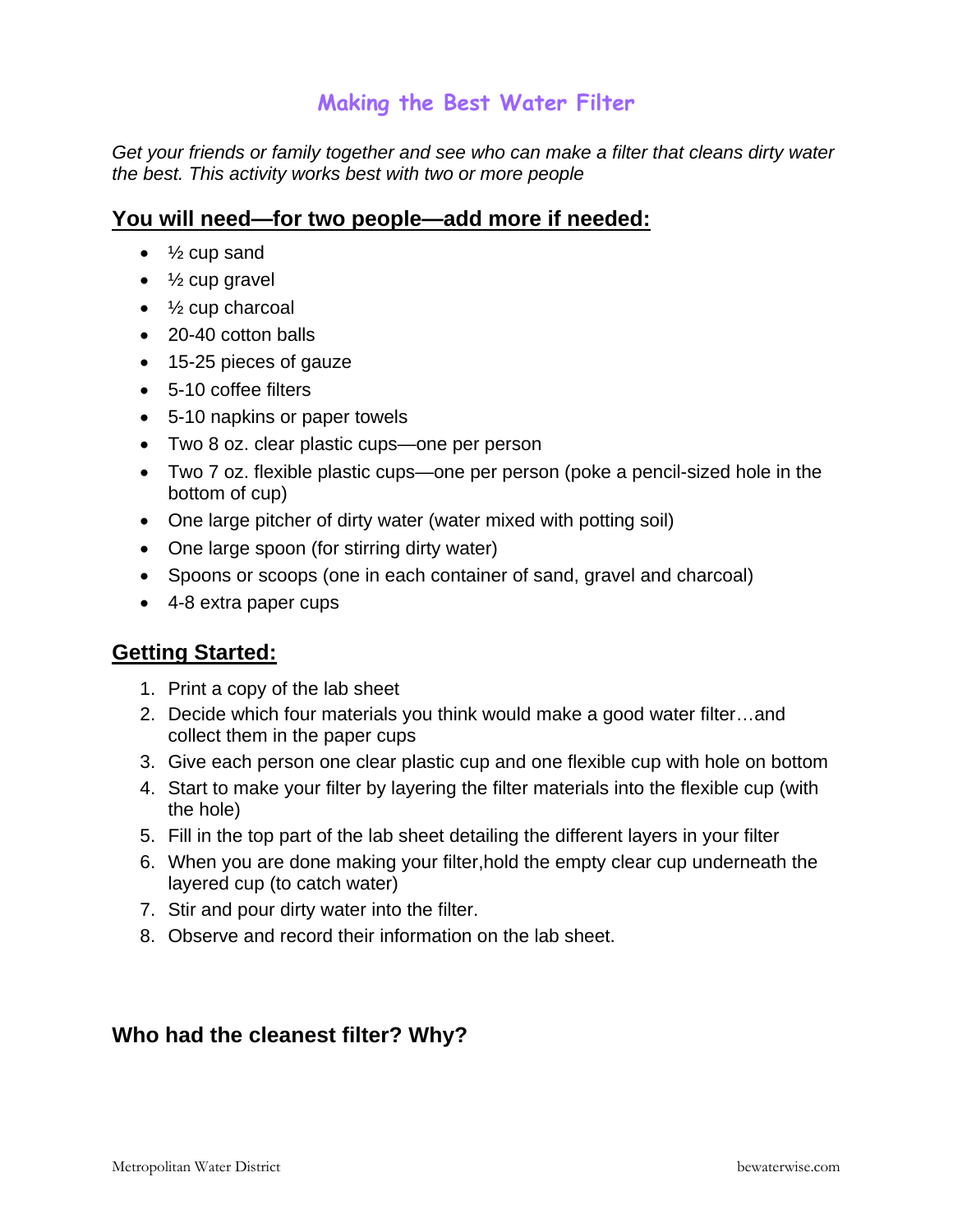# Making the Best Water Filter

*Get your friends or family together and see who can make a filter that cleans dirty water the best. This activity works best with two or more people*

## You will need—for two people—add more if needed:

- ½ cup sand
- ½ cup gravel
- ½ cup charcoal
- 20-40 cotton balls
- 15-25 pieces of gauze
- 5-10 coffee filters
- 5-10 napkins or paper towels
- Two 8 oz. clear plastic cups—one per person
- Two 7 oz. flexible plastic cups—one per person (poke a pencil-sized hole in the bottom of cup)
- One large pitcher of dirty water (water mixed with potting soil)
- One large spoon (for stirring dirty water)
- Spoons or scoops (one in each container of sand, gravel and charcoal)
- 4-8 extra paper cups

## Getting Started:

1. Print a copy of the lab sheet
2. Decide which four materials you think would make a good water filter…and collect them in the paper cups
3. Give each person one clear plastic cup and one flexible cup with hole on bottom
4. Start to make your filter by layering the filter materials into the flexible cup (with the hole)
5. Fill in the top part of the lab sheet detailing the different layers in your filter
6. When you are done making your filter,hold the empty clear cup underneath the layered cup (to catch water)
7. Stir and pour dirty water into the filter.
8. Observe and record their information on the lab sheet.

## Who had the cleanest filter? Why?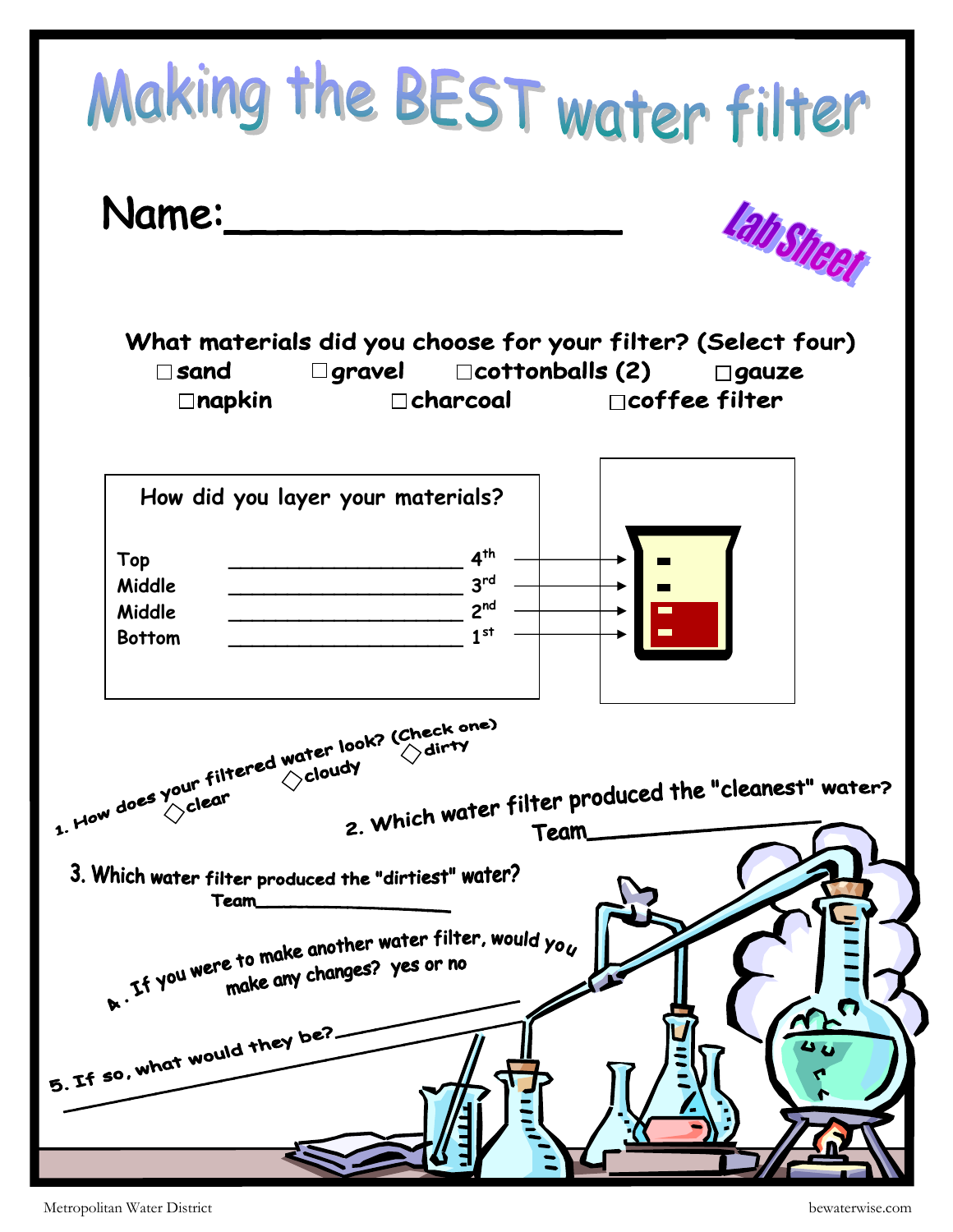# Making the BEST water filter

Name:________________

Lab Sheet

What materials did you choose for your filter? (Select four)

☐ sand ☐ gravel ☐ cottonballs (2) ☐ gauze
☐ napkin ☐ charcoal ☐ coffee filter

How did you layer your materials?

| | | |
|---|---|---|
| Top | ____________________ | 4th |
| Middle | ____________________ | 3rd |
| Middle | ____________________ | 2nd |
| Bottom | ____________________ | 1st |

1. How does your filtered water look? (Check one)
   ◇ clear ◇ cloudy ◇ dirty

2. Which water filter produced the "cleanest" water?
   Team________________

3. Which water filter produced the "dirtiest" water?
   Team________________

4. If you were to make another water filter, would you make any changes? yes or no

5. If so, what would they be?________________